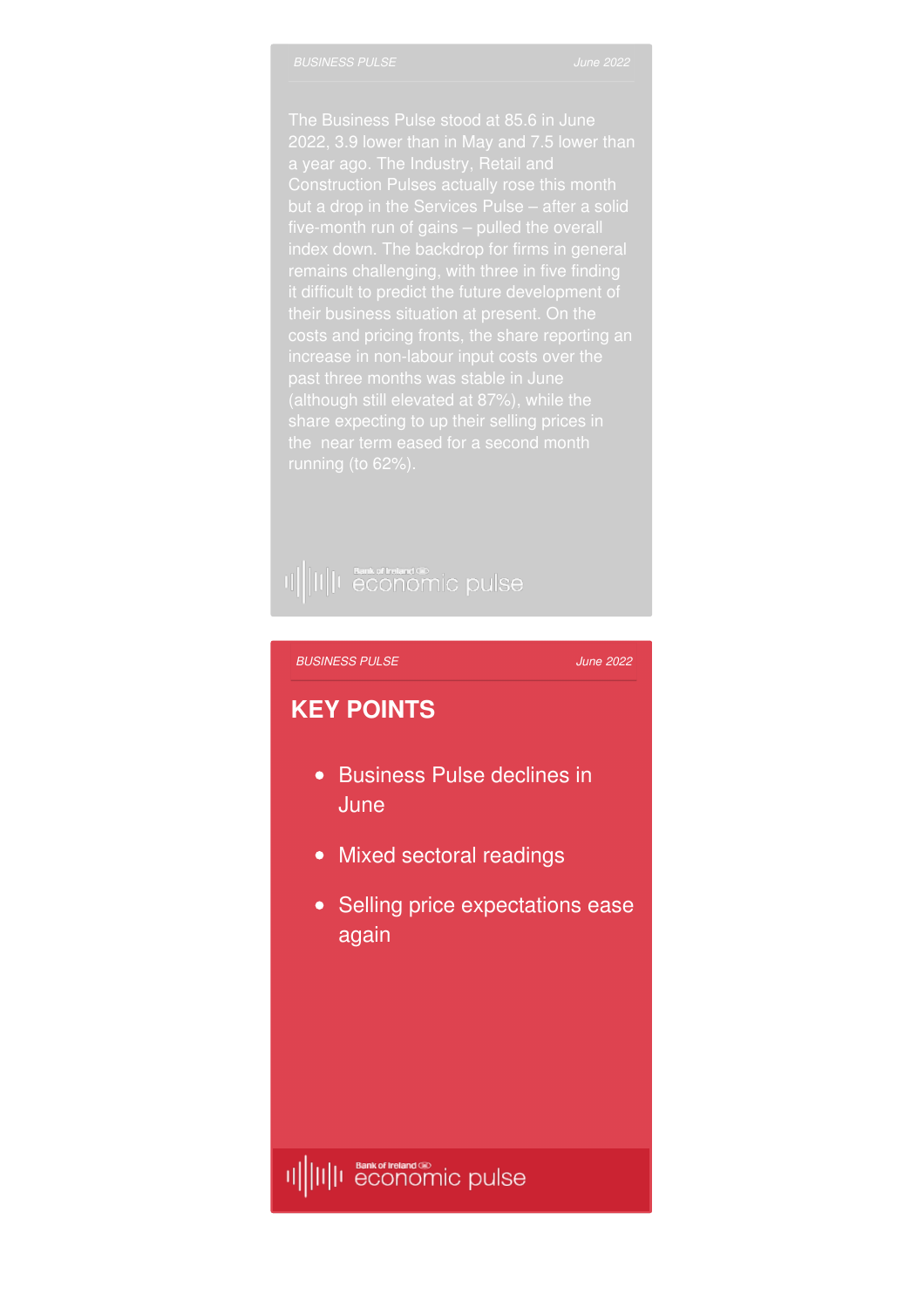The Business Pulse stood at 85.6 in June 2022, 3.9 lower than in May and 7.5 lower than a year ago. The Industry, Retail and Construction Pulses actually rose this month but a drop in the Services Pulse – after a solid five-month run of gains – pulled the overall index down. The backdrop for firms in general remains challenging, with three in five finding it difficult to predict the future development of their business situation at present. On the costs and pricing fronts, the share reporting an increase in non-labour input costs over the past three months was stable in June (although still elevated at 87%), while the share expecting to up their selling prices in the near term eased for a second month running (to 62%).

## KEY POINTS

- Business Pulse declines in June
- Mixed sectoral readings
- Selling price expectations ease again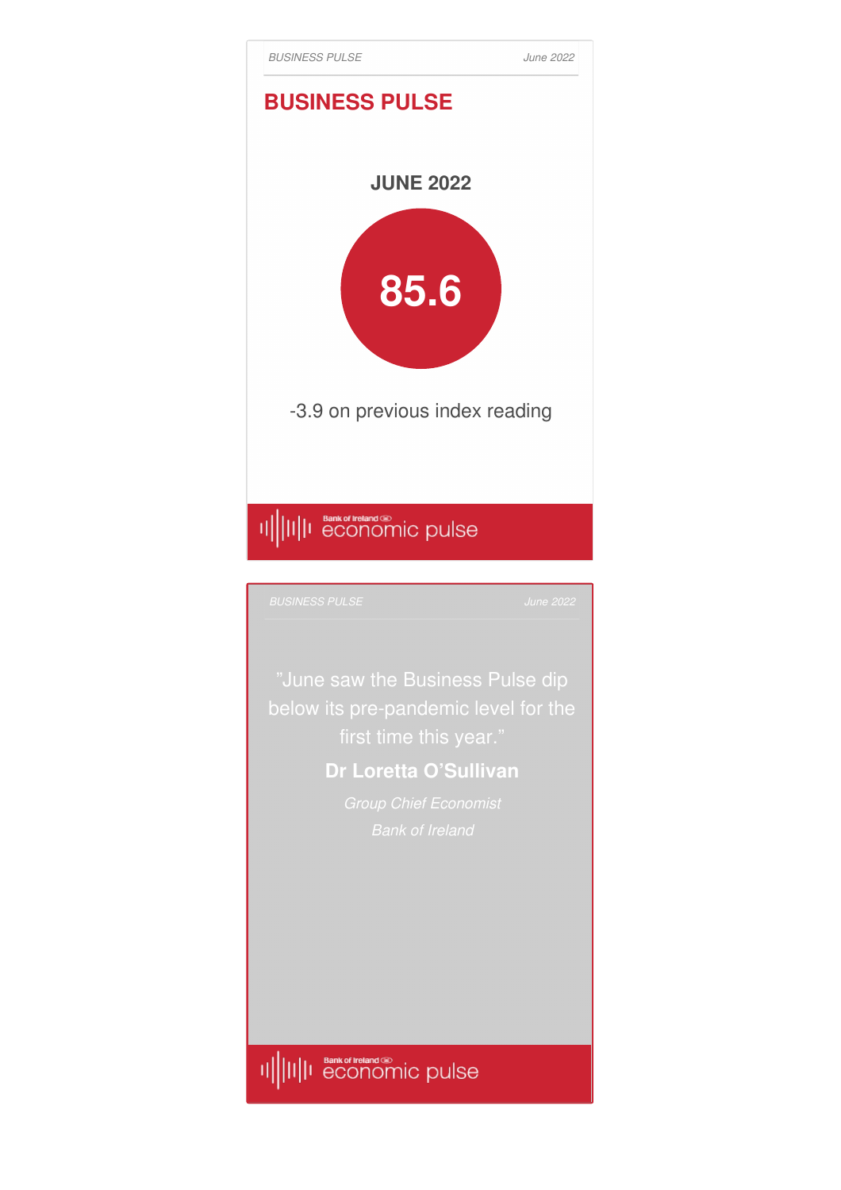# BUSINESS PULSE

## JUNE 2022

**85.6**

-3.9 on previous index reading

Bank of Ireland economic pulse

"June saw the Business Pulse dip below its pre-pandemic level for the first time this year."

**Dr Loretta O'Sullivan**

*Group Chief Economist*

*Bank of Ireland*

Bank of Ireland economic pulse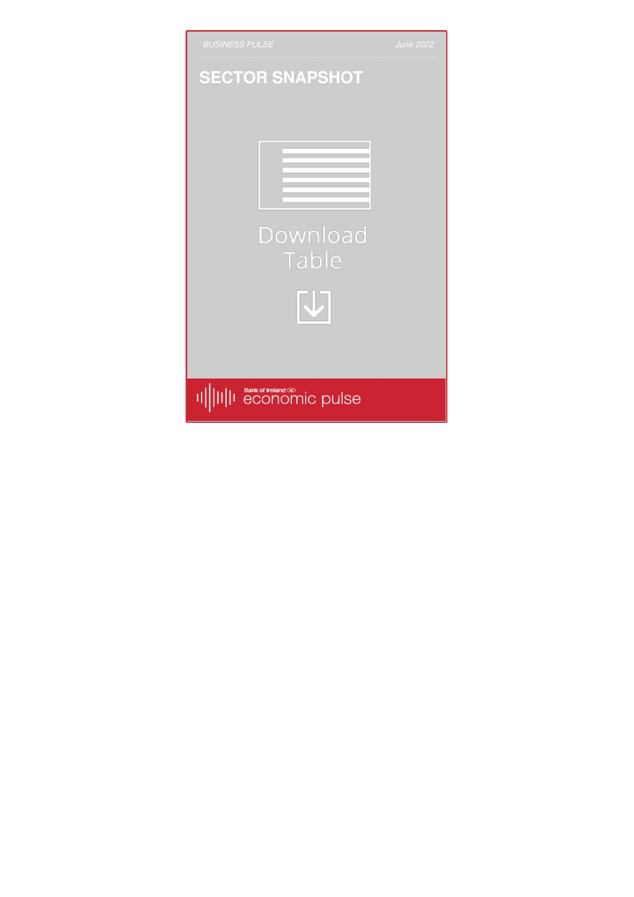# SECTOR SNAPSHOT

Download Table